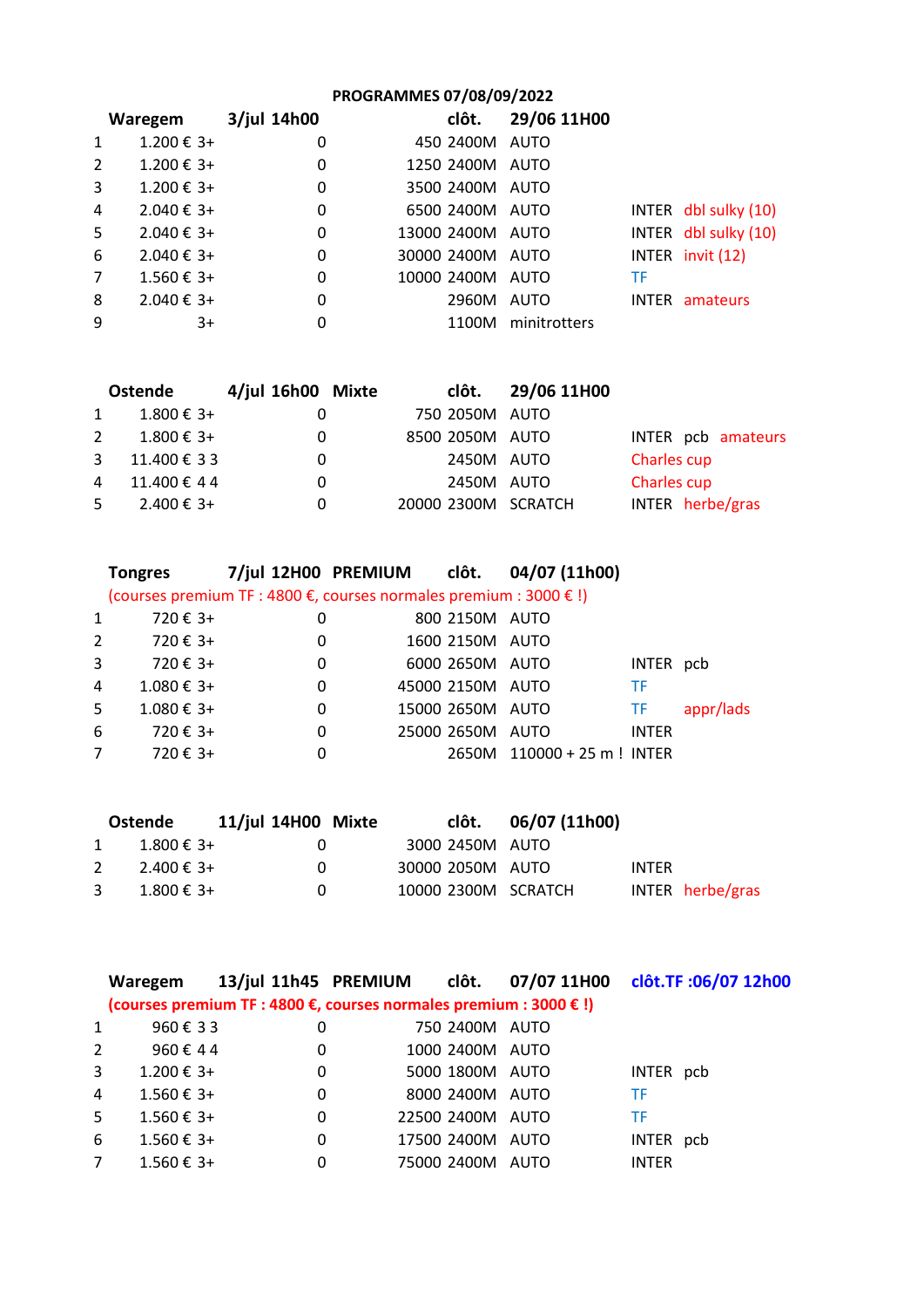# PROGRAMMES 07/08/09/2022

| | Waregem | 3/jul 14h00 | | | clôt. | 29/06 11H00 | | |
|---|---|---|---|---|---|---|---|---|
| 1 | 1.200 € | 3+ | 0 | 450 | 2400M | AUTO | | |
| 2 | 1.200 € | 3+ | 0 | 1250 | 2400M | AUTO | | |
| 3 | 1.200 € | 3+ | 0 | 3500 | 2400M | AUTO | | |
| 4 | 2.040 € | 3+ | 0 | 6500 | 2400M | AUTO | INTER | dbl sulky (10) |
| 5 | 2.040 € | 3+ | 0 | 13000 | 2400M | AUTO | INTER | dbl sulky (10) |
| 6 | 2.040 € | 3+ | 0 | 30000 | 2400M | AUTO | INTER | invit (12) |
| 7 | 1.560 € | 3+ | 0 | 10000 | 2400M | AUTO | TF | |
| 8 | 2.040 € | 3+ | 0 | | 2960M | AUTO | INTER | amateurs |
| 9 | | 3+ | 0 | | 1100M | minitrotters | | |

| | Ostende | 4/jul 16h00 | Mixte | | clôt. | 29/06 11H00 | | |
|---|---|---|---|---|---|---|---|---|
| 1 | 1.800 € | 3+ | 0 | 750 | 2050M | AUTO | | |
| 2 | 1.800 € | 3+ | 0 | 8500 | 2050M | AUTO | INTER pcb | amateurs |
| 3 | 11.400 € | 3 3 | 0 | | 2450M | AUTO | Charles cup | |
| 4 | 11.400 € | 4 4 | 0 | | 2450M | AUTO | Charles cup | |
| 5 | 2.400 € | 3+ | 0 | 20000 | 2300M | SCRATCH | INTER | herbe/gras |

| | Tongres | 7/jul 12H00 | PREMIUM | | clôt. | 04/07 (11h00) | | |
|---|---|---|---|---|---|---|---|---|
| | (courses premium TF : 4800 €, courses normales premium : 3000 € !) | | | | | | | |
| 1 | 720 € | 3+ | 0 | 800 | 2150M | AUTO | | |
| 2 | 720 € | 3+ | 0 | 1600 | 2150M | AUTO | | |
| 3 | 720 € | 3+ | 0 | 6000 | 2650M | AUTO | INTER | pcb |
| 4 | 1.080 € | 3+ | 0 | 45000 | 2150M | AUTO | TF | |
| 5 | 1.080 € | 3+ | 0 | 15000 | 2650M | AUTO | TF | appr/lads |
| 6 | 720 € | 3+ | 0 | 25000 | 2650M | AUTO | INTER | |
| 7 | 720 € | 3+ | 0 | | 2650M | 110000 + 25 m ! | INTER | |

| | Ostende | 11/jul 14H00 | Mixte | | clôt. | 06/07 (11h00) | | |
|---|---|---|---|---|---|---|---|---|
| 1 | 1.800 € | 3+ | 0 | 3000 | 2450M | AUTO | | |
| 2 | 2.400 € | 3+ | 0 | 30000 | 2050M | AUTO | INTER | |
| 3 | 1.800 € | 3+ | 0 | 10000 | 2300M | SCRATCH | INTER | herbe/gras |

| | Waregem | 13/jul 11h45 | PREMIUM | | clôt. | 07/07 11H00 | clôt.TF :06/07 12h00 | |
|---|---|---|---|---|---|---|---|---|
| | **(courses premium TF : 4800 €, courses normales premium : 3000 € !)** | | | | | | | |
| 1 | 960 € | 3 3 | 0 | 750 | 2400M | AUTO | | |
| 2 | 960 € | 4 4 | 0 | 1000 | 2400M | AUTO | | |
| 3 | 1.200 € | 3+ | 0 | 5000 | 1800M | AUTO | INTER | pcb |
| 4 | 1.560 € | 3+ | 0 | 8000 | 2400M | AUTO | TF | |
| 5 | 1.560 € | 3+ | 0 | 22500 | 2400M | AUTO | TF | |
| 6 | 1.560 € | 3+ | 0 | 17500 | 2400M | AUTO | INTER | pcb |
| 7 | 1.560 € | 3+ | 0 | 75000 | 2400M | AUTO | INTER | |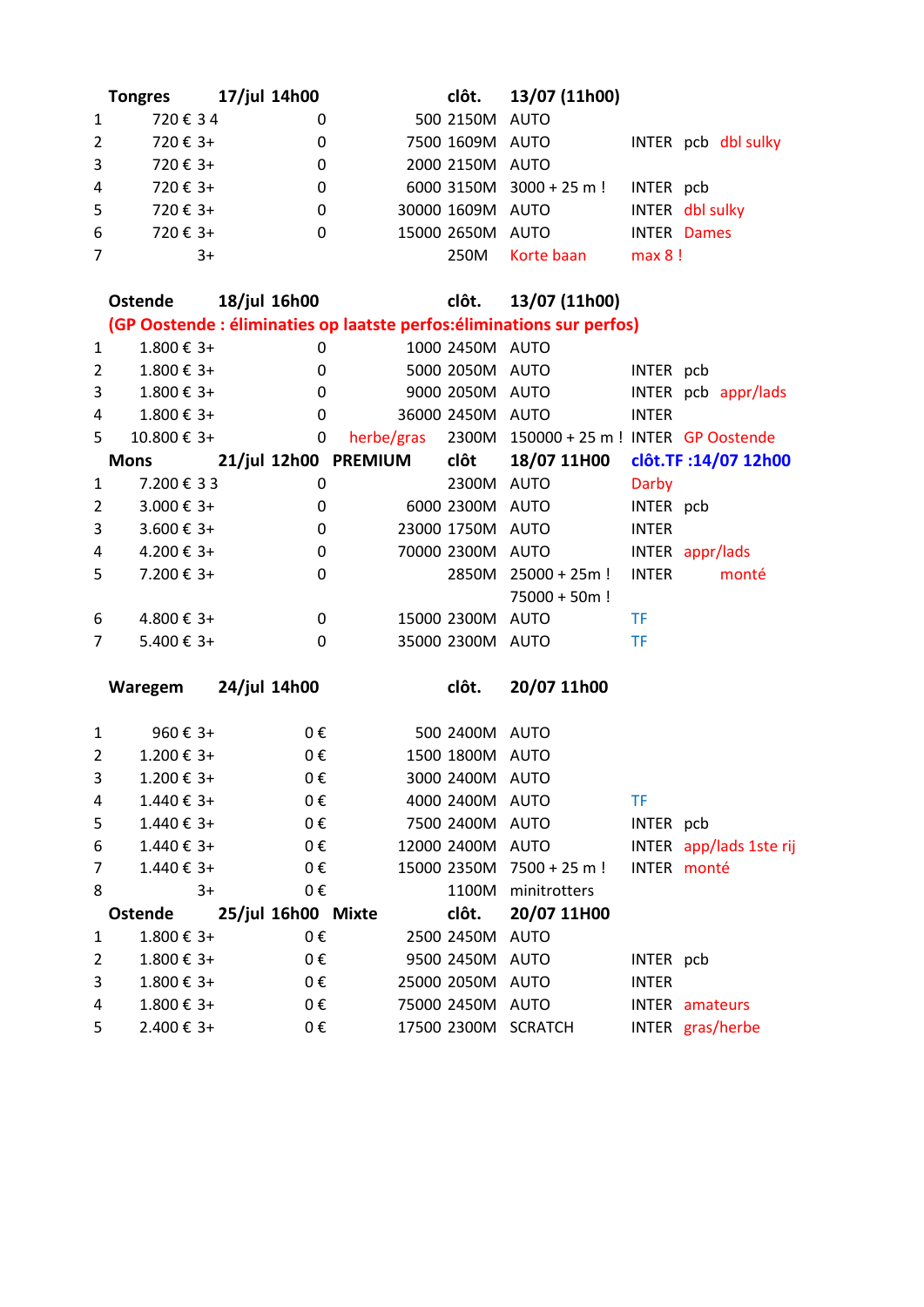| | **Tongres** | **17/jul 14h00** | | | **clôt.** | **13/07 (11h00)** | | |
|---|---|---|---|---|---|---|---|---|
| 1 | 720 € 3 4 | | 0 | 500 | 2150M | AUTO | | |
| 2 | 720 € 3+ | | 0 | 7500 | 1609M | AUTO | INTER pcb | dbl sulky |
| 3 | 720 € 3+ | | 0 | 2000 | 2150M | AUTO | | |
| 4 | 720 € 3+ | | 0 | 6000 | 3150M | 3000 + 25 m ! | INTER pcb | |
| 5 | 720 € 3+ | | 0 | 30000 | 1609M | AUTO | INTER | dbl sulky |
| 6 | 720 € 3+ | | 0 | 15000 | 2650M | AUTO | INTER | Dames |
| 7 | 3+ | | | | 250M | Korte baan | max 8 ! | |

| | **Ostende** | **18/jul 16h00** | | | **clôt.** | **13/07 (11h00)** | | |
|---|---|---|---|---|---|---|---|---|
| | **(GP Oostende : éliminaties op laatste perfos:éliminations sur perfos)** | | | | | | | |
| 1 | 1.800 € 3+ | | 0 | 1000 | 2450M | AUTO | | |
| 2 | 1.800 € 3+ | | 0 | 5000 | 2050M | AUTO | INTER pcb | |
| 3 | 1.800 € 3+ | | 0 | 9000 | 2050M | AUTO | INTER pcb | appr/lads |
| 4 | 1.800 € 3+ | | 0 | 36000 | 2450M | AUTO | INTER | |
| 5 | 10.800 € 3+ | | 0 | herbe/gras | 2300M | 150000 + 25 m ! | INTER | GP Oostende |

| | **Mons** | **21/jul 12h00** | **PREMIUM** | | **clôt** | **18/07 11H00** | **clôt.TF :14/07 12h00** | |
|---|---|---|---|---|---|---|---|---|
| 1 | 7.200 € 3 3 | | 0 | | 2300M | AUTO | Darby | |
| 2 | 3.000 € 3+ | | 0 | 6000 | 2300M | AUTO | INTER pcb | |
| 3 | 3.600 € 3+ | | 0 | 23000 | 1750M | AUTO | INTER | |
| 4 | 4.200 € 3+ | | 0 | 70000 | 2300M | AUTO | INTER | appr/lads |
| 5 | 7.200 € 3+ | | 0 | | 2850M | 25000 + 25m ! 75000 + 50m ! | INTER | monté |
| 6 | 4.800 € 3+ | | 0 | 15000 | 2300M | AUTO | TF | |
| 7 | 5.400 € 3+ | | 0 | 35000 | 2300M | AUTO | TF | |

| | **Waregem** | **24/jul 14h00** | | | **clôt.** | **20/07 11h00** | | |
|---|---|---|---|---|---|---|---|---|
| 1 | 960 € 3+ | | 0 € | 500 | 2400M | AUTO | | |
| 2 | 1.200 € 3+ | | 0 € | 1500 | 1800M | AUTO | | |
| 3 | 1.200 € 3+ | | 0 € | 3000 | 2400M | AUTO | | |
| 4 | 1.440 € 3+ | | 0 € | 4000 | 2400M | AUTO | TF | |
| 5 | 1.440 € 3+ | | 0 € | 7500 | 2400M | AUTO | INTER pcb | |
| 6 | 1.440 € 3+ | | 0 € | 12000 | 2400M | AUTO | INTER | app/lads 1ste rij |
| 7 | 1.440 € 3+ | | 0 € | 15000 | 2350M | 7500 + 25 m ! | INTER | monté |
| 8 | 3+ | | 0 € | | 1100M | minitrotters | | |

| | **Ostende** | **25/jul 16h00** | **Mixte** | | **clôt.** | **20/07 11H00** | | |
|---|---|---|---|---|---|---|---|---|
| 1 | 1.800 € 3+ | | 0 € | 2500 | 2450M | AUTO | | |
| 2 | 1.800 € 3+ | | 0 € | 9500 | 2450M | AUTO | INTER pcb | |
| 3 | 1.800 € 3+ | | 0 € | 25000 | 2050M | AUTO | INTER | |
| 4 | 1.800 € 3+ | | 0 € | 75000 | 2450M | AUTO | INTER | amateurs |
| 5 | 2.400 € 3+ | | 0 € | 17500 | 2300M | SCRATCH | INTER | gras/herbe |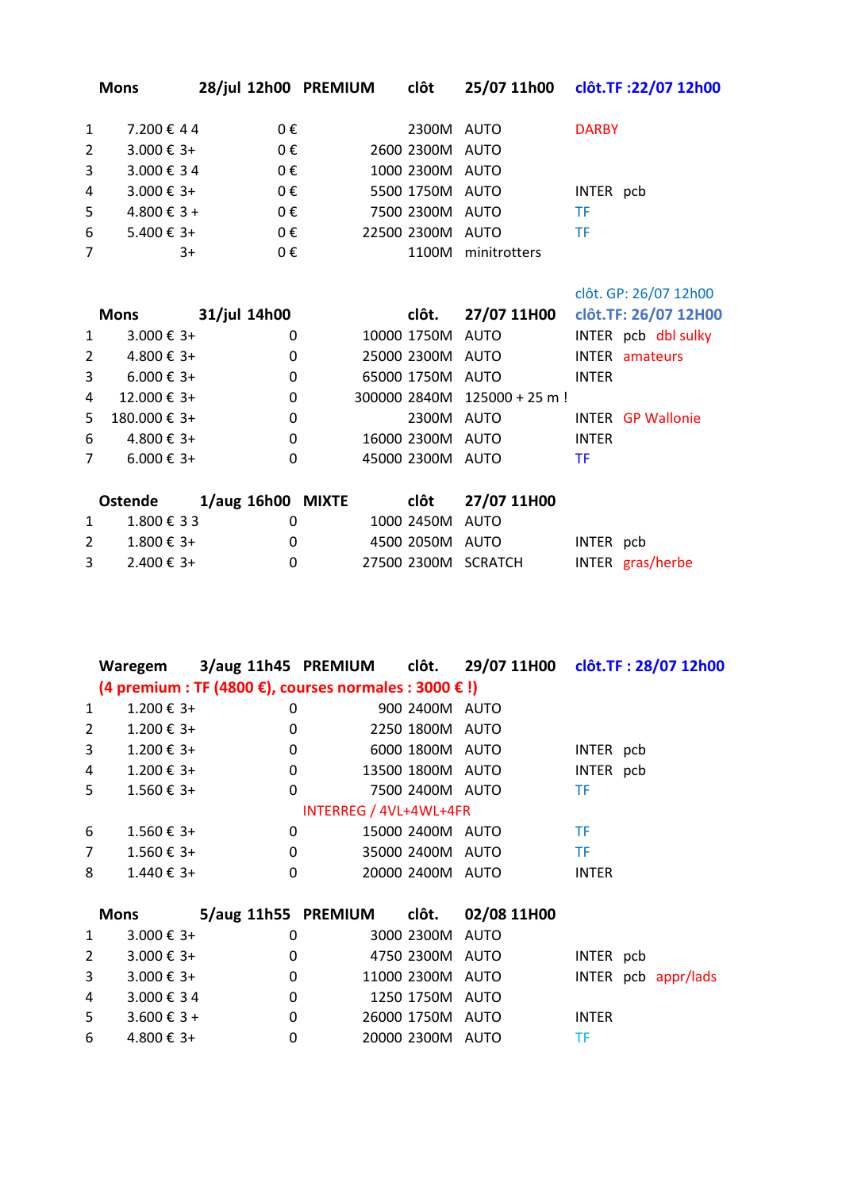| | Mons | 28/jul 12h00 | PREMIUM | clôt | 25/07 11h00 | clôt.TF :22/07 12h00 |
|---|---|---|---|---|---|---|
| | | | | | | |
| 1 | 7.200 € 4 4 | 0 € | 2300M | AUTO | DARBY | |
| 2 | 3.000 € 3+ | 0 € | 2600 2300M | AUTO | | |
| 3 | 3.000 € 3 4 | 0 € | 1000 2300M | AUTO | | |
| 4 | 3.000 € 3+ | 0 € | 5500 1750M | AUTO | INTER pcb | |
| 5 | 4.800 € 3 + | 0 € | 7500 2300M | AUTO | TF | |
| 6 | 5.400 € 3+ | 0 € | 22500 2300M | AUTO | TF | |
| 7 | 3+ | 0 € | 1100M | minitrotters | | |

clôt. GP: 26/07 12h00

| | Mons | 31/jul 14h00 | clôt. | 27/07 11H00 | clôt.TF: 26/07 12H00 |
|---|---|---|---|---|---|
| 1 | 3.000 € 3+ | 0 | 10000 1750M | AUTO | INTER pcb dbl sulky |
| 2 | 4.800 € 3+ | 0 | 25000 2300M | AUTO | INTER amateurs |
| 3 | 6.000 € 3+ | 0 | 65000 1750M | AUTO | INTER |
| 4 | 12.000 € 3+ | 0 | 300000 2840M | 125000 + 25 m ! | |
| 5 | 180.000 € 3+ | 0 | 2300M | AUTO | INTER GP Wallonie |
| 6 | 4.800 € 3+ | 0 | 16000 2300M | AUTO | INTER |
| 7 | 6.000 € 3+ | 0 | 45000 2300M | AUTO | TF |

| | Ostende | 1/aug 16h00 MIXTE | clôt | 27/07 11H00 | |
|---|---|---|---|---|---|
| 1 | 1.800 € 3 3 | 0 | 1000 2450M | AUTO | |
| 2 | 1.800 € 3+ | 0 | 4500 2050M | AUTO | INTER pcb |
| 3 | 2.400 € 3+ | 0 | 27500 2300M | SCRATCH | INTER gras/herbe |

| | Waregem | 3/aug 11h45 PREMIUM | clôt. | 29/07 11H00 | clôt.TF : 28/07 12h00 |
|---|---|---|---|---|---|
| | (4 premium : TF (4800 €), courses normales : 3000 € !) | | | | |
| 1 | 1.200 € 3+ | 0 | 900 2400M | AUTO | |
| 2 | 1.200 € 3+ | 0 | 2250 1800M | AUTO | |
| 3 | 1.200 € 3+ | 0 | 6000 1800M | AUTO | INTER pcb |
| 4 | 1.200 € 3+ | 0 | 13500 1800M | AUTO | INTER pcb |
| 5 | 1.560 € 3+ | 0 | 7500 2400M | AUTO | TF |
| | | INTERREG / 4VL+4WL+4FR | | | |
| 6 | 1.560 € 3+ | 0 | 15000 2400M | AUTO | TF |
| 7 | 1.560 € 3+ | 0 | 35000 2400M | AUTO | TF |
| 8 | 1.440 € 3+ | 0 | 20000 2400M | AUTO | INTER |

| | Mons | 5/aug 11h55 PREMIUM | clôt. | 02/08 11H00 | |
|---|---|---|---|---|---|
| 1 | 3.000 € 3+ | 0 | 3000 2300M | AUTO | |
| 2 | 3.000 € 3+ | 0 | 4750 2300M | AUTO | INTER pcb |
| 3 | 3.000 € 3+ | 0 | 11000 2300M | AUTO | INTER pcb appr/lads |
| 4 | 3.000 € 3 4 | 0 | 1250 1750M | AUTO | |
| 5 | 3.600 € 3 + | 0 | 26000 1750M | AUTO | INTER |
| 6 | 4.800 € 3+ | 0 | 20000 2300M | AUTO | TF |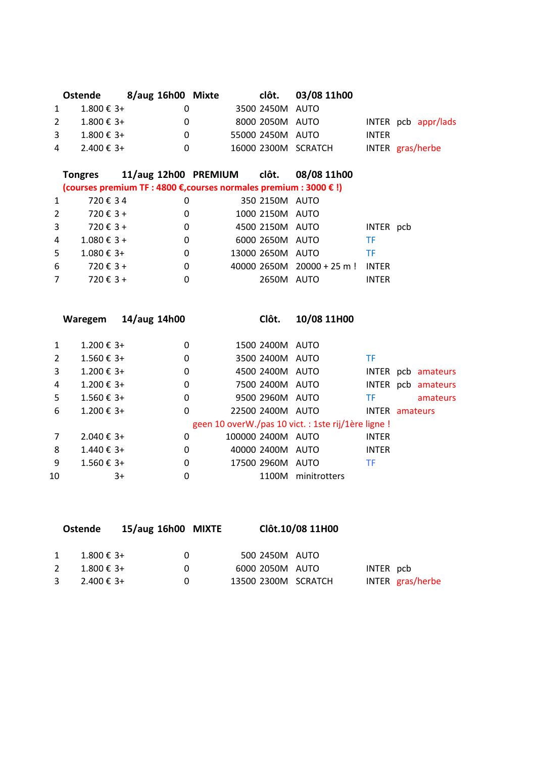| | Ostende | 8/aug 16h00 | Mixte | clôt. | 03/08 11h00 | | | |
|---|---|---|---|---|---|---|---|---|
| 1 | 1.800 € 3+ | 0 | | 3500 2450M | AUTO | | | |
| 2 | 1.800 € 3+ | 0 | | 8000 2050M | AUTO | INTER | pcb | appr/lads |
| 3 | 1.800 € 3+ | 0 | | 55000 2450M | AUTO | INTER | | |
| 4 | 2.400 € 3+ | 0 | | 16000 2300M | SCRATCH | INTER | gras/herbe | |

| | Tongres | 11/aug 12h00 | PREMIUM | clôt. | 08/08 11h00 | | |
|---|---|---|---|---|---|---|---|
| | (courses premium TF : 4800 €,courses normales premium : 3000 € !) | | | | | | |
| 1 | 720 € 3 4 | 0 | | 350 2150M | AUTO | | |
| 2 | 720 € 3 + | 0 | | 1000 2150M | AUTO | | |
| 3 | 720 € 3 + | 0 | | 4500 2150M | AUTO | INTER | pcb |
| 4 | 1.080 € 3 + | 0 | | 6000 2650M | AUTO | TF | |
| 5 | 1.080 € 3+ | 0 | | 13000 2650M | AUTO | TF | |
| 6 | 720 € 3 + | 0 | | 40000 2650M | 20000 + 25 m ! | INTER | |
| 7 | 720 € 3 + | 0 | | 2650M | AUTO | INTER | |

| | Waregem | 14/aug 14h00 | | Clôt. | 10/08 11H00 | | | |
|---|---|---|---|---|---|---|---|---|
| 1 | 1.200 € 3+ | 0 | | 1500 2400M | AUTO | | | |
| 2 | 1.560 € 3+ | 0 | | 3500 2400M | AUTO | TF | | |
| 3 | 1.200 € 3+ | 0 | | 4500 2400M | AUTO | INTER | pcb | amateurs |
| 4 | 1.200 € 3+ | 0 | | 7500 2400M | AUTO | INTER | pcb | amateurs |
| 5 | 1.560 € 3+ | 0 | | 9500 2960M | AUTO | TF | | amateurs |
| 6 | 1.200 € 3+ | 0 | | 22500 2400M | AUTO | INTER | amateurs | |
| | | geen 10 overW./pas 10 vict. : 1ste rij/1ère ligne ! | | | | | | |
| 7 | 2.040 € 3+ | 0 | | 100000 2400M | AUTO | INTER | | |
| 8 | 1.440 € 3+ | 0 | | 40000 2400M | AUTO | INTER | | |
| 9 | 1.560 € 3+ | 0 | | 17500 2960M | AUTO | TF | | |
| 10 | 3+ | 0 | | 1100M | minitrotters | | | |

| | Ostende | 15/aug 16h00 | MIXTE | Clôt.10/08 11H00 | | | |
|---|---|---|---|---|---|---|---|
| 1 | 1.800 € 3+ | 0 | | 500 2450M | AUTO | | |
| 2 | 1.800 € 3+ | 0 | | 6000 2050M | AUTO | INTER | pcb |
| 3 | 2.400 € 3+ | 0 | | 13500 2300M | SCRATCH | INTER | gras/herbe |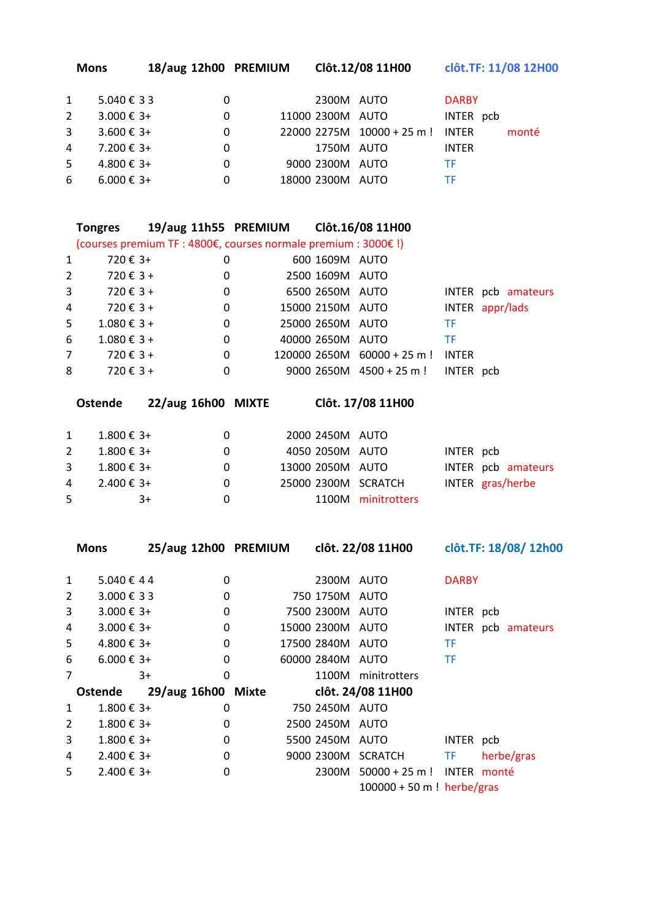**Mons** **18/aug 12h00** **PREMIUM** **Clôt.12/08 11H00** **clôt.TF: 11/08 12H00**

| | | | | | | | | | |
|---|---|---|---|---|---|---|---|---|---|
| 1 | 5.040 € | 3 3 | 0 | | 2300M | AUTO | DARBY | | |
| 2 | 3.000 € | 3+ | 0 | 11000 | 2300M | AUTO | INTER | pcb | |
| 3 | 3.600 € | 3+ | 0 | 22000 | 2275M | 10000 + 25 m ! | INTER | | monté |
| 4 | 7.200 € | 3+ | 0 | | 1750M | AUTO | INTER | | |
| 5 | 4.800 € | 3+ | 0 | 9000 | 2300M | AUTO | TF | | |
| 6 | 6.000 € | 3+ | 0 | 18000 | 2300M | AUTO | TF | | |

**Tongres** **19/aug 11h55** **PREMIUM** **Clôt.16/08 11H00**

(courses premium TF : 4800€, courses normale premium : 3000€ !)

| | | | | | | | | | |
|---|---|---|---|---|---|---|---|---|---|
| 1 | 720 € | 3+ | 0 | 600 | 1609M | AUTO | | | |
| 2 | 720 € | 3 + | 0 | 2500 | 1609M | AUTO | | | |
| 3 | 720 € | 3 + | 0 | 6500 | 2650M | AUTO | INTER | pcb | amateurs |
| 4 | 720 € | 3 + | 0 | 15000 | 2150M | AUTO | INTER | appr/lads | |
| 5 | 1.080 € | 3 + | 0 | 25000 | 2650M | AUTO | TF | | |
| 6 | 1.080 € | 3 + | 0 | 40000 | 2650M | AUTO | TF | | |
| 7 | 720 € | 3 + | 0 | 120000 | 2650M | 60000 + 25 m ! | INTER | | |
| 8 | 720 € | 3 + | 0 | 9000 | 2650M | 4500 + 25 m ! | INTER | pcb | |

**Ostende** **22/aug 16h00** **MIXTE** **Clôt. 17/08 11H00**

| | | | | | | | | | |
|---|---|---|---|---|---|---|---|---|---|
| 1 | 1.800 € | 3+ | 0 | 2000 | 2450M | AUTO | | | |
| 2 | 1.800 € | 3+ | 0 | 4050 | 2050M | AUTO | INTER | pcb | |
| 3 | 1.800 € | 3+ | 0 | 13000 | 2050M | AUTO | INTER | pcb | amateurs |
| 4 | 2.400 € | 3+ | 0 | 25000 | 2300M | SCRATCH | INTER | gras/herbe | |
| 5 | | 3+ | 0 | | 1100M | minitrotters | | | |

**Mons** **25/aug 12h00** **PREMIUM** **clôt. 22/08 11H00** **clôt.TF: 18/08/ 12h00**

| | | | | | | | | | |
|---|---|---|---|---|---|---|---|---|---|
| 1 | 5.040 € | 4 4 | 0 | | 2300M | AUTO | DARBY | | |
| 2 | 3.000 € | 3 3 | 0 | 750 | 1750M | AUTO | | | |
| 3 | 3.000 € | 3+ | 0 | 7500 | 2300M | AUTO | INTER | pcb | |
| 4 | 3.000 € | 3+ | 0 | 15000 | 2300M | AUTO | INTER | pcb | amateurs |
| 5 | 4.800 € | 3+ | 0 | 17500 | 2840M | AUTO | TF | | |
| 6 | 6.000 € | 3+ | 0 | 60000 | 2840M | AUTO | TF | | |
| 7 | | 3+ | 0 | | 1100M | minitrotters | | | |

**Ostende** **29/aug 16h00** **Mixte** **clôt. 24/08 11H00**

| | | | | | | | | | |
|---|---|---|---|---|---|---|---|---|---|
| 1 | 1.800 € | 3+ | 0 | 750 | 2450M | AUTO | | | |
| 2 | 1.800 € | 3+ | 0 | 2500 | 2450M | AUTO | | | |
| 3 | 1.800 € | 3+ | 0 | 5500 | 2450M | AUTO | INTER | pcb | |
| 4 | 2.400 € | 3+ | 0 | 9000 | 2300M | SCRATCH | TF | herbe/gras | |
| 5 | 2.400 € | 3+ | 0 | | 2300M | 50000 + 25 m ! | INTER | monté | |
| | | | | | | 100000 + 50 m ! | herbe/gras | | |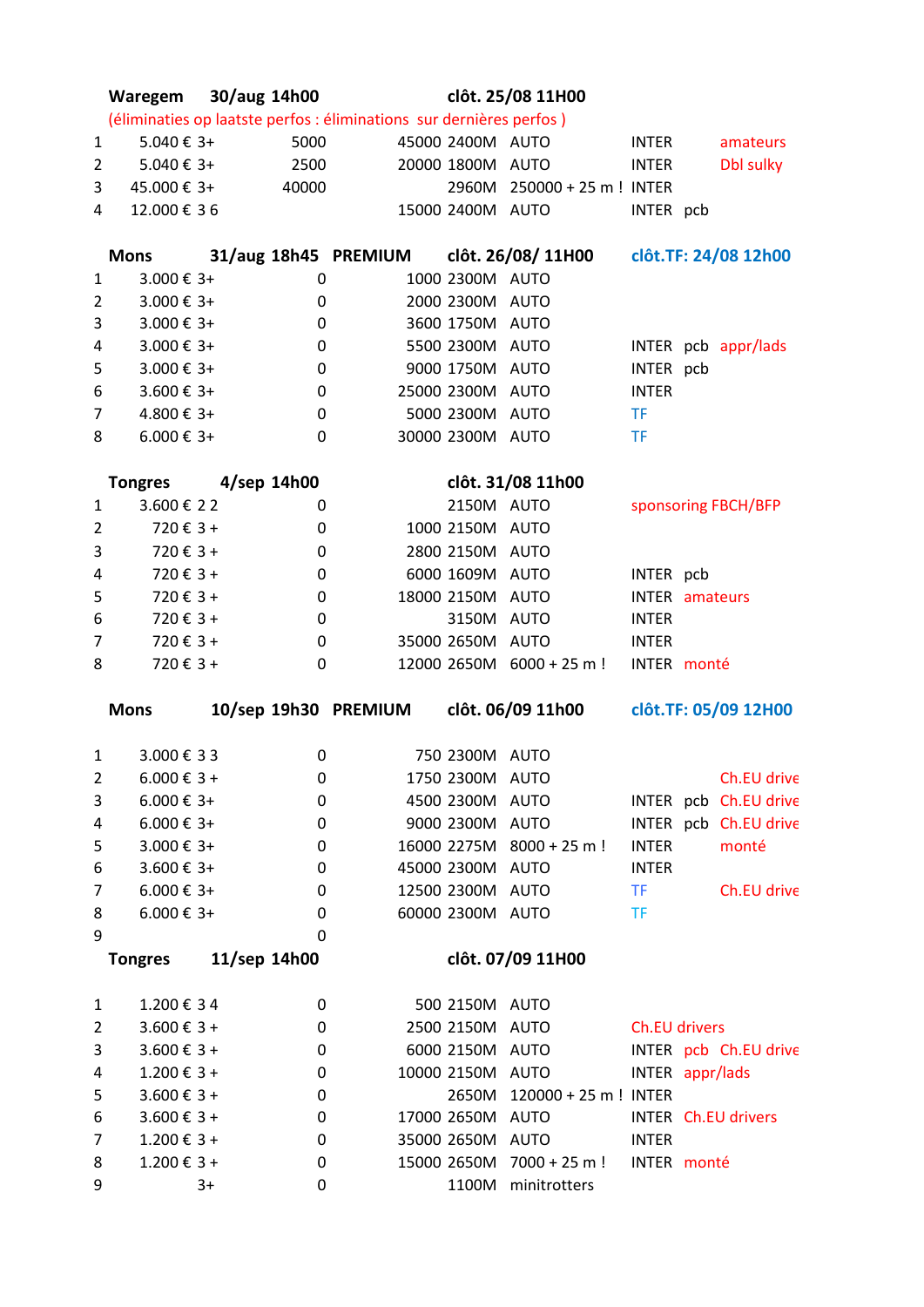**Waregem** **30/aug 14h00** **clôt. 25/08 11H00**

(éliminaties op laatste perfos : éliminations sur dernières perfos )

| | | | | | | | | | |
|---|---|---|---|---|---|---|---|---|---|
| 1 | 5.040 € | 3+ | 5000 | 45000 | 2400M | AUTO | INTER | | amateurs |
| 2 | 5.040 € | 3+ | 2500 | 20000 | 1800M | AUTO | INTER | | Dbl sulky |
| 3 | 45.000 € | 3+ | 40000 | | 2960M | 250000 + 25 m ! | INTER | | |
| 4 | 12.000 € | 3 6 | | 15000 | 2400M | AUTO | INTER | pcb | |

**Mons** **31/aug 18h45** **PREMIUM** **clôt. 26/08/ 11H00** **clôt.TF: 24/08 12h00**

| | | | | | | | | | |
|---|---|---|---|---|---|---|---|---|---|
| 1 | 3.000 € | 3+ | 0 | 1000 | 2300M | AUTO | | | |
| 2 | 3.000 € | 3+ | 0 | 2000 | 2300M | AUTO | | | |
| 3 | 3.000 € | 3+ | 0 | 3600 | 1750M | AUTO | | | |
| 4 | 3.000 € | 3+ | 0 | 5500 | 2300M | AUTO | INTER | pcb | appr/lads |
| 5 | 3.000 € | 3+ | 0 | 9000 | 1750M | AUTO | INTER | pcb | |
| 6 | 3.600 € | 3+ | 0 | 25000 | 2300M | AUTO | INTER | | |
| 7 | 4.800 € | 3+ | 0 | 5000 | 2300M | AUTO | TF | | |
| 8 | 6.000 € | 3+ | 0 | 30000 | 2300M | AUTO | TF | | |

**Tongres** **4/sep 14h00** **clôt. 31/08 11h00**

| | | | | | | | | |
|---|---|---|---|---|---|---|---|---|
| 1 | 3.600 € | 2 2 | 0 | | 2150M | AUTO | sponsoring FBCH/BFP | |
| 2 | 720 € | 3 + | 0 | 1000 | 2150M | AUTO | | |
| 3 | 720 € | 3 + | 0 | 2800 | 2150M | AUTO | | |
| 4 | 720 € | 3 + | 0 | 6000 | 1609M | AUTO | INTER | pcb |
| 5 | 720 € | 3 + | 0 | 18000 | 2150M | AUTO | INTER | amateurs |
| 6 | 720 € | 3 + | 0 | | 3150M | AUTO | INTER | |
| 7 | 720 € | 3 + | 0 | 35000 | 2650M | AUTO | INTER | |
| 8 | 720 € | 3 + | 0 | 12000 | 2650M | 6000 + 25 m ! | INTER | monté |

**Mons** **10/sep 19h30** **PREMIUM** **clôt. 06/09 11h00** **clôt.TF: 05/09 12H00**

| | | | | | | | | | |
|---|---|---|---|---|---|---|---|---|---|
| 1 | 3.000 € | 3 3 | 0 | 750 | 2300M | AUTO | | | |
| 2 | 6.000 € | 3 + | 0 | 1750 | 2300M | AUTO | | | Ch.EU drive |
| 3 | 6.000 € | 3+ | 0 | 4500 | 2300M | AUTO | INTER | pcb | Ch.EU drive |
| 4 | 6.000 € | 3+ | 0 | 9000 | 2300M | AUTO | INTER | pcb | Ch.EU drive |
| 5 | 3.000 € | 3+ | 0 | 16000 | 2275M | 8000 + 25 m ! | INTER | | monté |
| 6 | 3.600 € | 3+ | 0 | 45000 | 2300M | AUTO | INTER | | |
| 7 | 6.000 € | 3+ | 0 | 12500 | 2300M | AUTO | TF | | Ch.EU drive |
| 8 | 6.000 € | 3+ | 0 | 60000 | 2300M | AUTO | TF | | |
| 9 | | | 0 | | | | | | |

**Tongres** **11/sep 14h00** **clôt. 07/09 11H00**

| | | | | | | | | | |
|---|---|---|---|---|---|---|---|---|---|
| 1 | 1.200 € | 3 4 | 0 | 500 | 2150M | AUTO | | | |
| 2 | 3.600 € | 3 + | 0 | 2500 | 2150M | AUTO | Ch.EU drivers | | |
| 3 | 3.600 € | 3 + | 0 | 6000 | 2150M | AUTO | INTER | pcb | Ch.EU drive |
| 4 | 1.200 € | 3 + | 0 | 10000 | 2150M | AUTO | INTER | appr/lads | |
| 5 | 3.600 € | 3 + | 0 | | 2650M | 120000 + 25 m ! | INTER | | |
| 6 | 3.600 € | 3 + | 0 | 17000 | 2650M | AUTO | INTER | Ch.EU drivers | |
| 7 | 1.200 € | 3 + | 0 | 35000 | 2650M | AUTO | INTER | | |
| 8 | 1.200 € | 3 + | 0 | 15000 | 2650M | 7000 + 25 m ! | INTER | monté | |
| 9 | | 3+ | 0 | | 1100M | minitrotters | | | |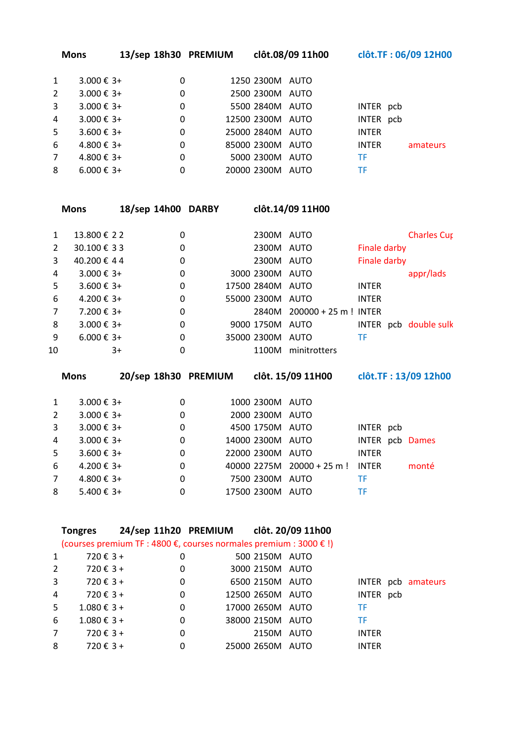**Mons** 13/sep 18h30 **PREMIUM** clôt.08/09 11h00 clôt.TF : 06/09 12H00

| | | | | | | | | | |
|---|---|---|---|---|---|---|---|---|---|
| 1 | 3.000 € | 3+ | 0 | 1250 | 2300M | AUTO | | | |
| 2 | 3.000 € | 3+ | 0 | 2500 | 2300M | AUTO | | | |
| 3 | 3.000 € | 3+ | 0 | 5500 | 2840M | AUTO | INTER | pcb | |
| 4 | 3.000 € | 3+ | 0 | 12500 | 2300M | AUTO | INTER | pcb | |
| 5 | 3.600 € | 3+ | 0 | 25000 | 2840M | AUTO | INTER | | |
| 6 | 4.800 € | 3+ | 0 | 85000 | 2300M | AUTO | INTER | | amateurs |
| 7 | 4.800 € | 3+ | 0 | 5000 | 2300M | AUTO | TF | | |
| 8 | 6.000 € | 3+ | 0 | 20000 | 2300M | AUTO | TF | | |

**Mons** 18/sep 14h00 **DARBY** clôt.14/09 11H00

| | | | | | | | | | |
|---|---|---|---|---|---|---|---|---|---|
| 1 | 13.800 € | 2 2 | 0 | | 2300M | AUTO | | | Charles Cup |
| 2 | 30.100 € | 3 3 | 0 | | 2300M | AUTO | Finale darby | | |
| 3 | 40.200 € | 4 4 | 0 | | 2300M | AUTO | Finale darby | | |
| 4 | 3.000 € | 3+ | 0 | 3000 | 2300M | AUTO | | | appr/lads |
| 5 | 3.600 € | 3+ | 0 | 17500 | 2840M | AUTO | INTER | | |
| 6 | 4.200 € | 3+ | 0 | 55000 | 2300M | AUTO | INTER | | |
| 7 | 7.200 € | 3+ | 0 | | 2840M | 200000 + 25 m ! | INTER | | |
| 8 | 3.000 € | 3+ | 0 | 9000 | 1750M | AUTO | INTER | pcb | double sulky |
| 9 | 6.000 € | 3+ | 0 | 35000 | 2300M | AUTO | TF | | |
| 10 | | 3+ | 0 | | 1100M | minitrotters | | | |

**Mons** 20/sep 18h30 **PREMIUM** clôt. 15/09 11H00 clôt.TF : 13/09 12h00

| | | | | | | | | | |
|---|---|---|---|---|---|---|---|---|---|
| 1 | 3.000 € | 3+ | 0 | 1000 | 2300M | AUTO | | | |
| 2 | 3.000 € | 3+ | 0 | 2000 | 2300M | AUTO | | | |
| 3 | 3.000 € | 3+ | 0 | 4500 | 1750M | AUTO | INTER | pcb | |
| 4 | 3.000 € | 3+ | 0 | 14000 | 2300M | AUTO | INTER | pcb | Dames |
| 5 | 3.600 € | 3+ | 0 | 22000 | 2300M | AUTO | INTER | | |
| 6 | 4.200 € | 3+ | 0 | 40000 | 2275M | 20000 + 25 m ! | INTER | | monté |
| 7 | 4.800 € | 3+ | 0 | 7500 | 2300M | AUTO | TF | | |
| 8 | 5.400 € | 3+ | 0 | 17500 | 2300M | AUTO | TF | | |

**Tongres** 24/sep 11h20 **PREMIUM** clôt. 20/09 11h00

(courses premium TF : 4800 €, courses normales premium : 3000 € !)

| | | | | | | | | | |
|---|---|---|---|---|---|---|---|---|---|
| 1 | 720 € | 3 + | 0 | 500 | 2150M | AUTO | | | |
| 2 | 720 € | 3 + | 0 | 3000 | 2150M | AUTO | | | |
| 3 | 720 € | 3 + | 0 | 6500 | 2150M | AUTO | INTER | pcb | amateurs |
| 4 | 720 € | 3 + | 0 | 12500 | 2650M | AUTO | INTER | pcb | |
| 5 | 1.080 € | 3 + | 0 | 17000 | 2650M | AUTO | TF | | |
| 6 | 1.080 € | 3 + | 0 | 38000 | 2150M | AUTO | TF | | |
| 7 | 720 € | 3 + | 0 | | 2150M | AUTO | INTER | | |
| 8 | 720 € | 3 + | 0 | 25000 | 2650M | AUTO | INTER | | |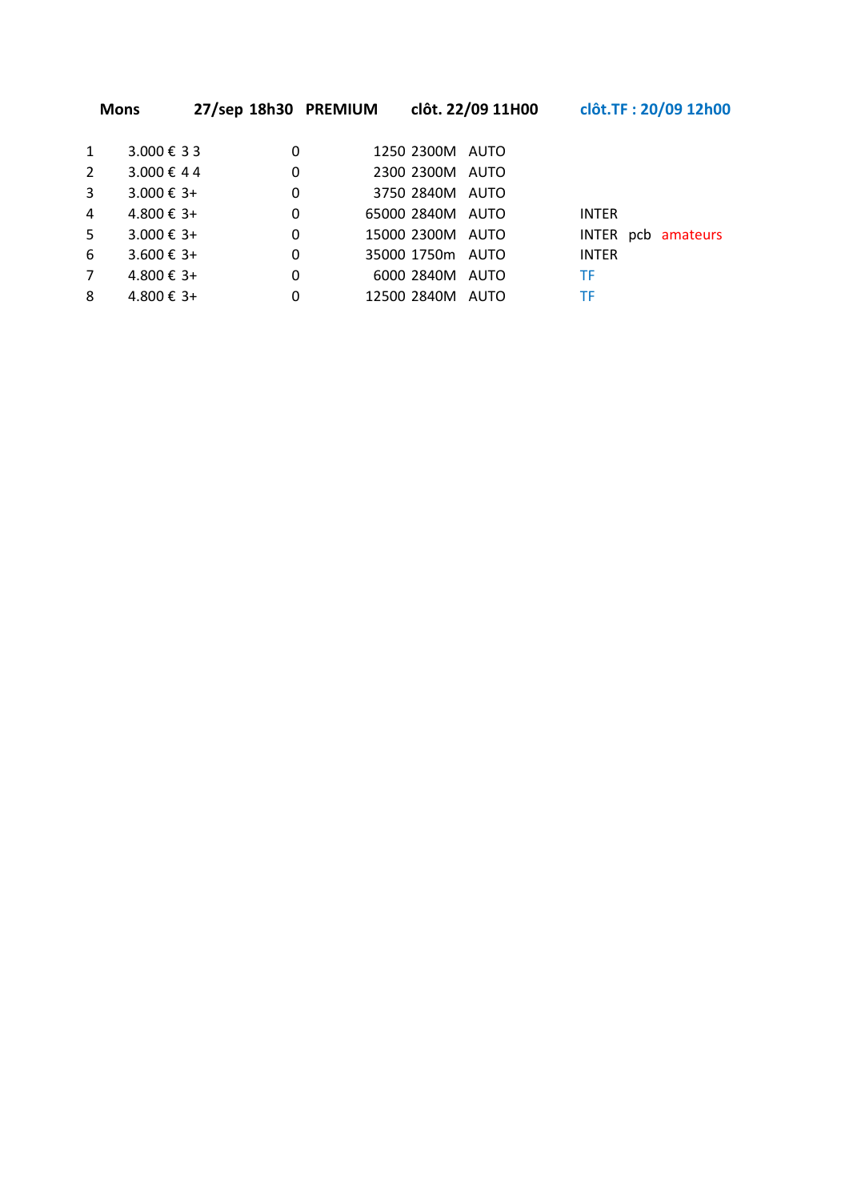**Mons** **27/sep 18h30** **PREMIUM** **clôt. 22/09 11H00** **clôt.TF : 20/09 12h00**

| | | | | | | | |
|---|---|---|---|---|---|---|---|
| 1 | 3.000 € | 3 3 | 0 | 1250 | 2300M | AUTO | |
| 2 | 3.000 € | 4 4 | 0 | 2300 | 2300M | AUTO | |
| 3 | 3.000 € | 3+ | 0 | 3750 | 2840M | AUTO | |
| 4 | 4.800 € | 3+ | 0 | 65000 | 2840M | AUTO | INTER |
| 5 | 3.000 € | 3+ | 0 | 15000 | 2300M | AUTO | INTER pcb amateurs |
| 6 | 3.600 € | 3+ | 0 | 35000 | 1750m | AUTO | INTER |
| 7 | 4.800 € | 3+ | 0 | 6000 | 2840M | AUTO | TF |
| 8 | 4.800 € | 3+ | 0 | 12500 | 2840M | AUTO | TF |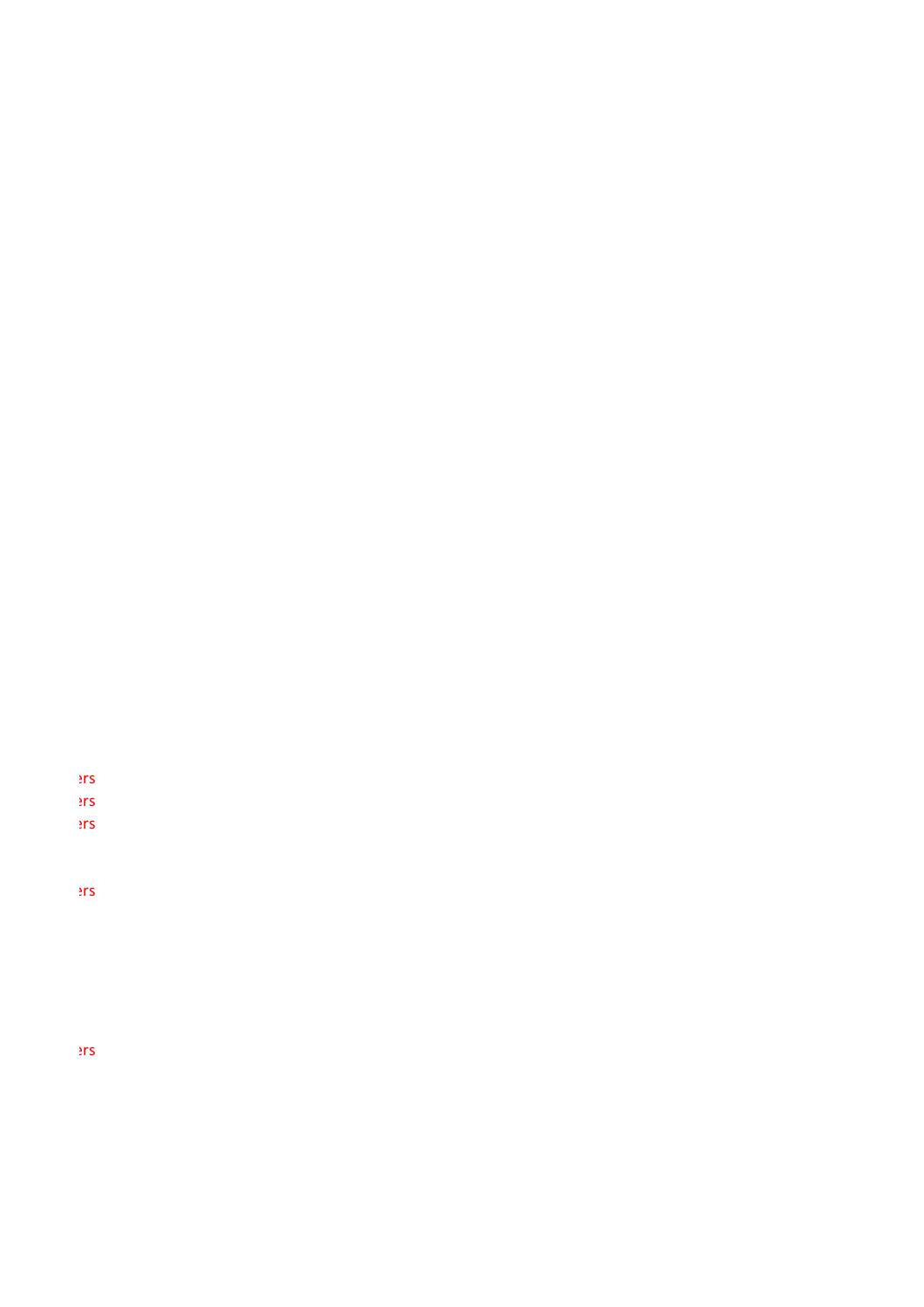ers
ers
ers

ers

ers